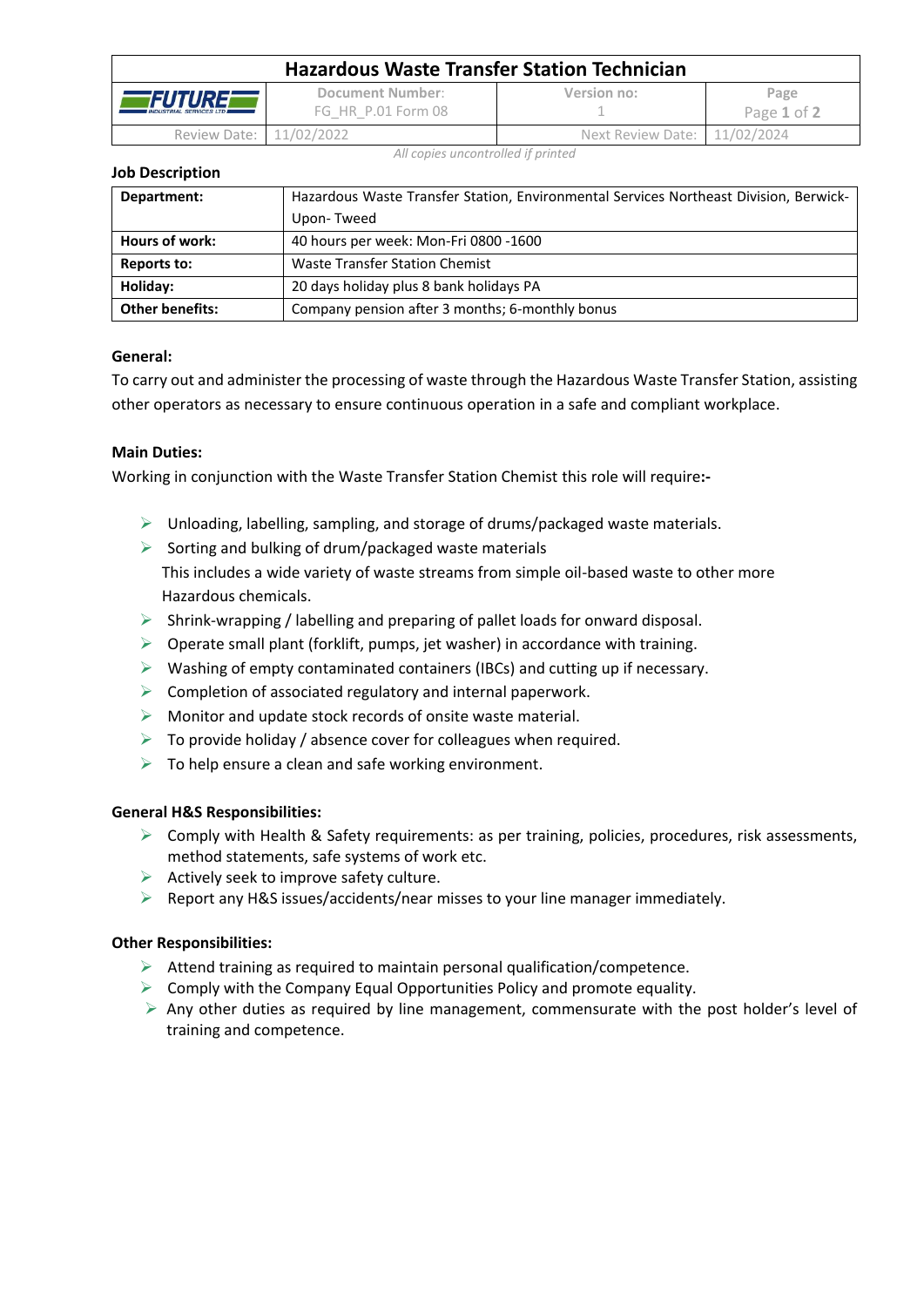# Hazardous Waste Transfer Station Technician

| FUTURE INDUSTRIAL SERVICES LTD | Document Number: FG_HR_P.01 Form 08 | Version no: 1 | Page 1 of 2 |
|---|---|---|---|
| Review Date: | 11/02/2022 | Next Review Date: | 11/02/2024 |

*All copies uncontrolled if printed*

## Job Description

| | |
|---|---|
| **Department:** | Hazardous Waste Transfer Station, Environmental Services Northeast Division, Berwick-Upon- Tweed |
| **Hours of work:** | 40 hours per week: Mon-Fri 0800 -1600 |
| **Reports to:** | Waste Transfer Station Chemist |
| **Holiday:** | 20 days holiday plus 8 bank holidays PA |
| **Other benefits:** | Company pension after 3 months; 6-monthly bonus |

### General:

To carry out and administer the processing of waste through the Hazardous Waste Transfer Station, assisting other operators as necessary to ensure continuous operation in a safe and compliant workplace.

### Main Duties:

Working in conjunction with the Waste Transfer Station Chemist this role will require**:-**

- Unloading, labelling, sampling, and storage of drums/packaged waste materials.
- Sorting and bulking of drum/packaged waste materials
  This includes a wide variety of waste streams from simple oil-based waste to other more Hazardous chemicals.
- Shrink-wrapping / labelling and preparing of pallet loads for onward disposal.
- Operate small plant (forklift, pumps, jet washer) in accordance with training.
- Washing of empty contaminated containers (IBCs) and cutting up if necessary.
- Completion of associated regulatory and internal paperwork.
- Monitor and update stock records of onsite waste material.
- To provide holiday / absence cover for colleagues when required.
- To help ensure a clean and safe working environment.

### General H&S Responsibilities:

- Comply with Health & Safety requirements: as per training, policies, procedures, risk assessments, method statements, safe systems of work etc.
- Actively seek to improve safety culture.
- Report any H&S issues/accidents/near misses to your line manager immediately.

### Other Responsibilities:

- Attend training as required to maintain personal qualification/competence.
- Comply with the Company Equal Opportunities Policy and promote equality.
- Any other duties as required by line management, commensurate with the post holder's level of training and competence.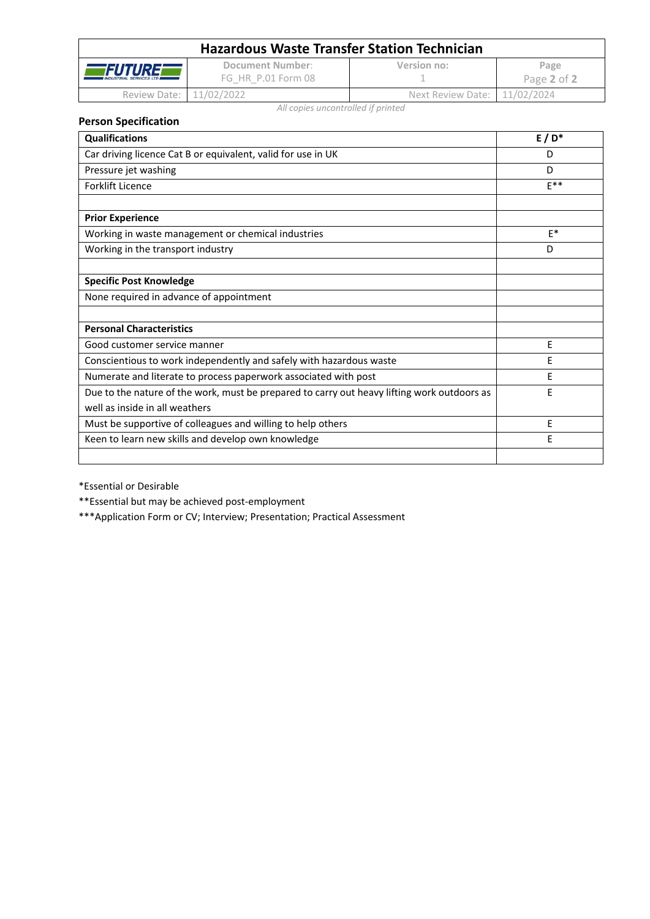## Person Specification

| Qualifications | E / D* |
|---|---|
| Car driving licence Cat B or equivalent, valid for use in UK | D |
| Pressure jet washing | D |
| Forklift Licence | E** |
| | |
| **Prior Experience** | |
| Working in waste management or chemical industries | E* |
| Working in the transport industry | D |
| | |
| **Specific Post Knowledge** | |
| None required in advance of appointment | |
| | |
| **Personal Characteristics** | |
| Good customer service manner | E |
| Conscientious to work independently and safely with hazardous waste | E |
| Numerate and literate to process paperwork associated with post | E |
| Due to the nature of the work, must be prepared to carry out heavy lifting work outdoors as well as inside in all weathers | E |
| Must be supportive of colleagues and willing to help others | E |
| Keen to learn new skills and develop own knowledge | E |
| | |

*Essential or Desirable

**Essential but may be achieved post-employment

***Application Form or CV; Interview; Presentation; Practical Assessment